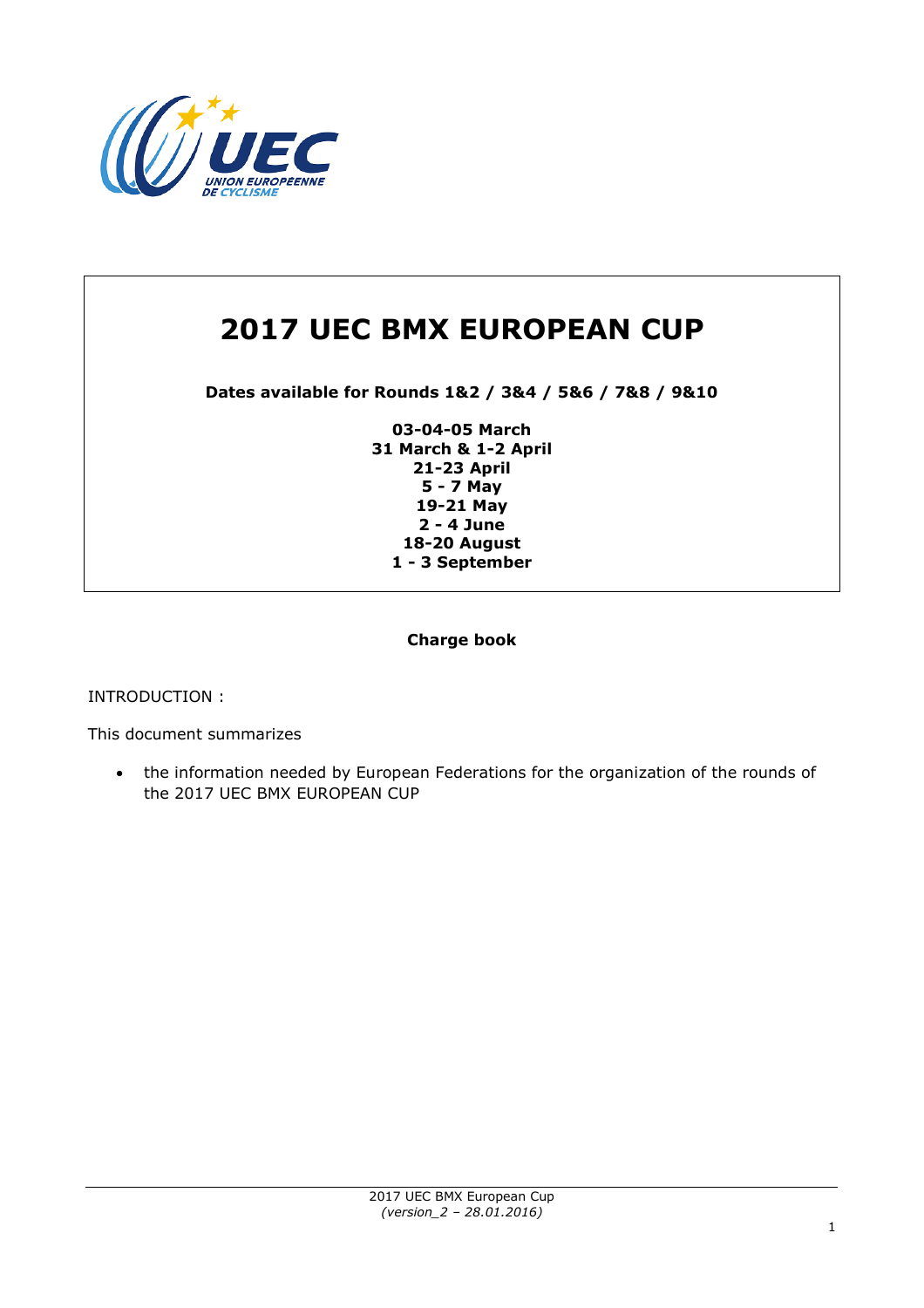# 2017 UEC BMX EUROPEAN CUP

**Dates available for Rounds 1&2 / 3&4 / 5&6 / 7&8 / 9&10**

**03-04-05 March**
**31 March & 1-2 April**
**21-23 April**
**5 - 7 May**
**19-21 May**
**2 - 4 June**
**18-20 August**
**1 - 3 September**

**Charge book**

INTRODUCTION :

This document summarizes

- the information needed by European Federations for the organization of the rounds of the 2017 UEC BMX EUROPEAN CUP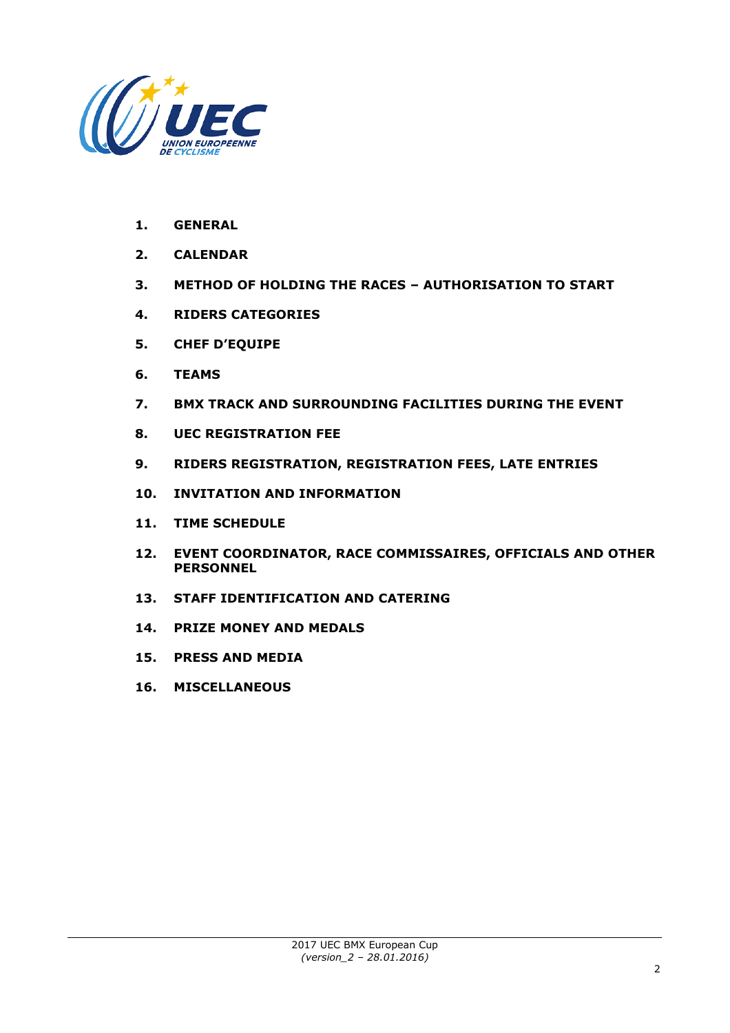1. **GENERAL**
2. **CALENDAR**
3. **METHOD OF HOLDING THE RACES – AUTHORISATION TO START**
4. **RIDERS CATEGORIES**
5. **CHEF D'EQUIPE**
6. **TEAMS**
7. **BMX TRACK AND SURROUNDING FACILITIES DURING THE EVENT**
8. **UEC REGISTRATION FEE**
9. **RIDERS REGISTRATION, REGISTRATION FEES, LATE ENTRIES**
10. **INVITATION AND INFORMATION**
11. **TIME SCHEDULE**
12. **EVENT COORDINATOR, RACE COMMISSAIRES, OFFICIALS AND OTHER PERSONNEL**
13. **STAFF IDENTIFICATION AND CATERING**
14. **PRIZE MONEY AND MEDALS**
15. **PRESS AND MEDIA**
16. **MISCELLANEOUS**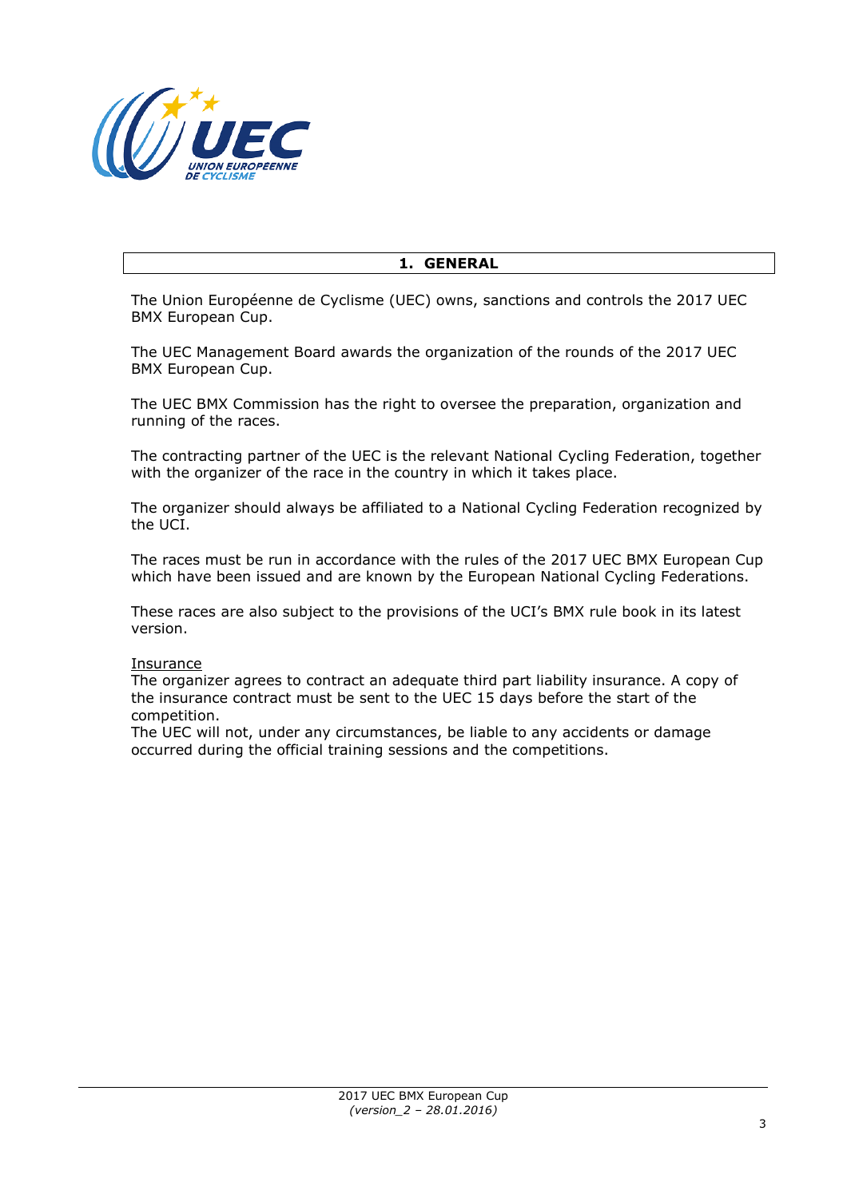# 1. GENERAL

The Union Européenne de Cyclisme (UEC) owns, sanctions and controls the 2017 UEC BMX European Cup.

The UEC Management Board awards the organization of the rounds of the 2017 UEC BMX European Cup.

The UEC BMX Commission has the right to oversee the preparation, organization and running of the races.

The contracting partner of the UEC is the relevant National Cycling Federation, together with the organizer of the race in the country in which it takes place.

The organizer should always be affiliated to a National Cycling Federation recognized by the UCI.

The races must be run in accordance with the rules of the 2017 UEC BMX European Cup which have been issued and are known by the European National Cycling Federations.

These races are also subject to the provisions of the UCI's BMX rule book in its latest version.

<u>Insurance</u>
The organizer agrees to contract an adequate third part liability insurance. A copy of the insurance contract must be sent to the UEC 15 days before the start of the competition.
The UEC will not, under any circumstances, be liable to any accidents or damage occurred during the official training sessions and the competitions.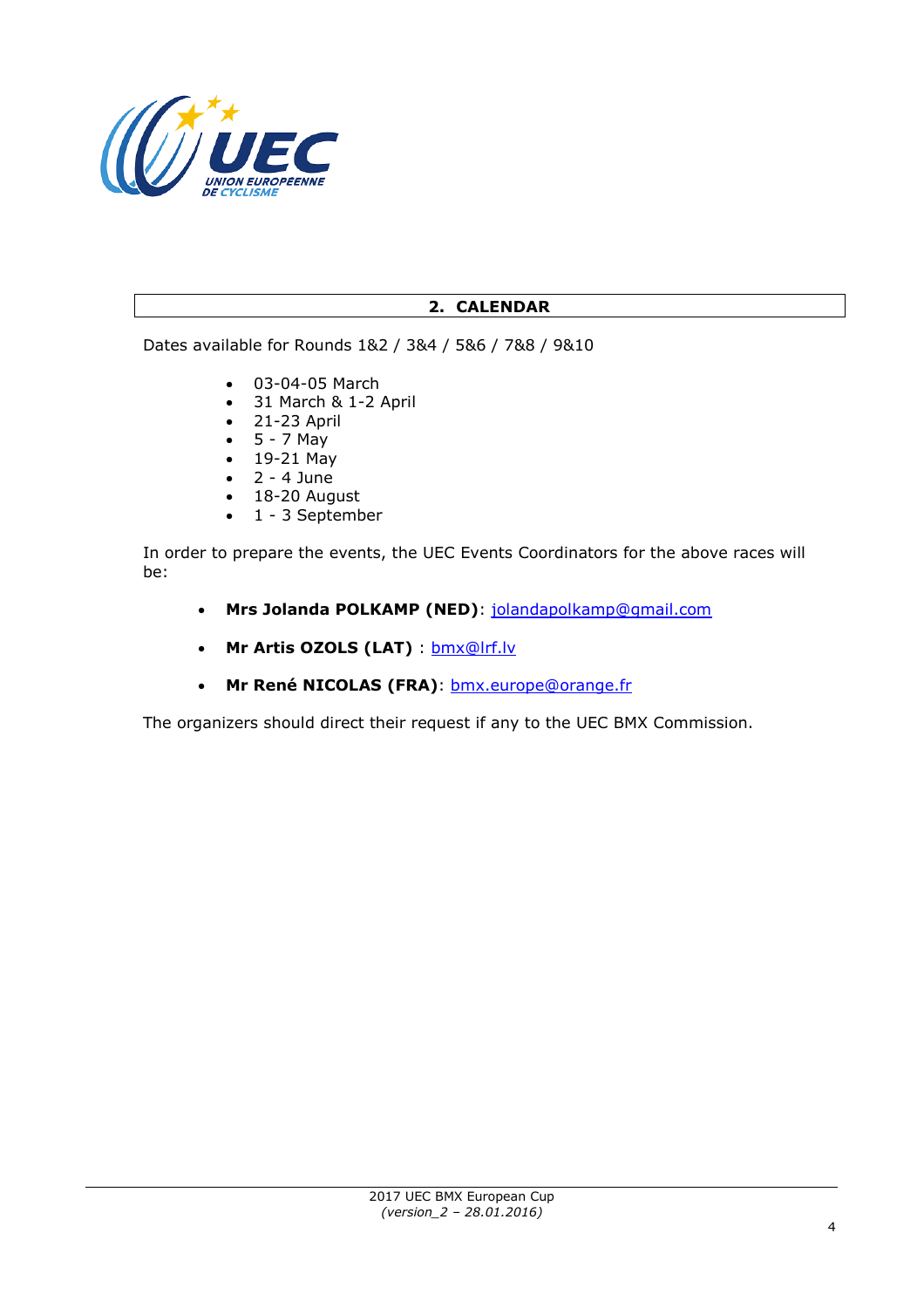## 2. CALENDAR

Dates available for Rounds 1&2 / 3&4 / 5&6 / 7&8 / 9&10

- 03-04-05 March
- 31 March & 1-2 April
- 21-23 April
- 5 - 7 May
- 19-21 May
- 2 - 4 June
- 18-20 August
- 1 - 3 September

In order to prepare the events, the UEC Events Coordinators for the above races will be:

- **Mrs Jolanda POLKAMP (NED)**: jolandapolkamp@gmail.com
- **Mr Artis OZOLS (LAT)** : bmx@lrf.lv
- **Mr René NICOLAS (FRA)**: bmx.europe@orange.fr

The organizers should direct their request if any to the UEC BMX Commission.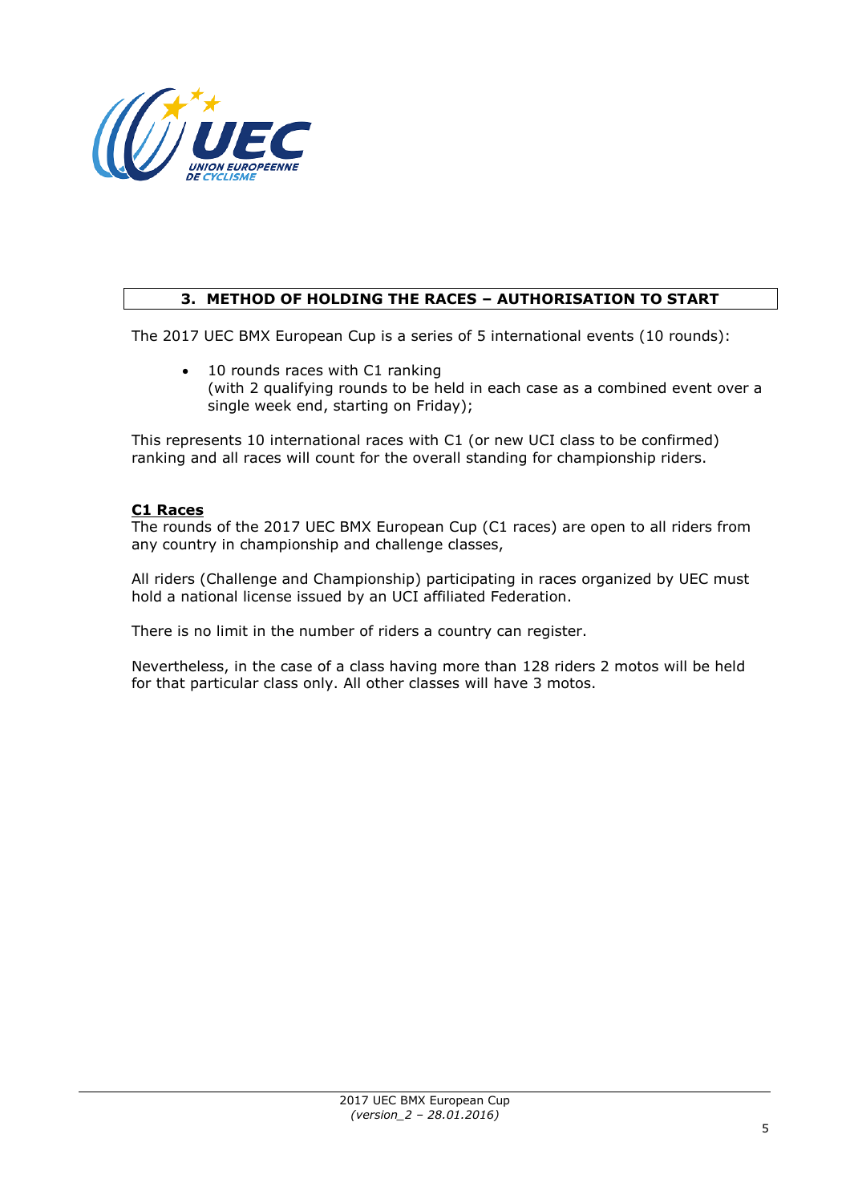## 3. METHOD OF HOLDING THE RACES – AUTHORISATION TO START

The 2017 UEC BMX European Cup is a series of 5 international events (10 rounds):

- 10 rounds races with C1 ranking
  (with 2 qualifying rounds to be held in each case as a combined event over a single week end, starting on Friday);

This represents 10 international races with C1 (or new UCI class to be confirmed) ranking and all races will count for the overall standing for championship riders.

**C1 Races**

The rounds of the 2017 UEC BMX European Cup (C1 races) are open to all riders from any country in championship and challenge classes,

All riders (Challenge and Championship) participating in races organized by UEC must hold a national license issued by an UCI affiliated Federation.

There is no limit in the number of riders a country can register.

Nevertheless, in the case of a class having more than 128 riders 2 motos will be held for that particular class only. All other classes will have 3 motos.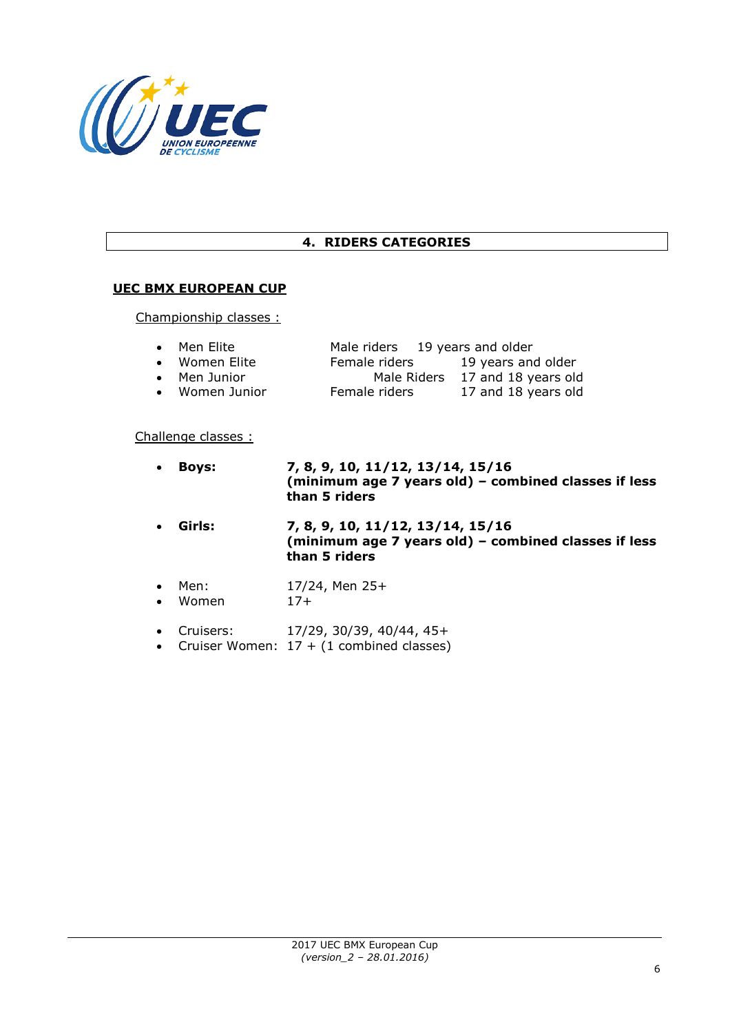## 4. RIDERS CATEGORIES

**UEC BMX EUROPEAN CUP**

Championship classes :

- Men Elite — Male riders — 19 years and older
- Women Elite — Female riders — 19 years and older
- Men Junior — Male Riders — 17 and 18 years old
- Women Junior — Female riders — 17 and 18 years old

Challenge classes :

- **Boys:** **7, 8, 9, 10, 11/12, 13/14, 15/16 (minimum age 7 years old) – combined classes if less than 5 riders**
- **Girls:** **7, 8, 9, 10, 11/12, 13/14, 15/16 (minimum age 7 years old) – combined classes if less than 5 riders**

- Men: 17/24, Men 25+
- Women 17+

- Cruisers: 17/29, 30/39, 40/44, 45+
- Cruiser Women: 17 + (1 combined classes)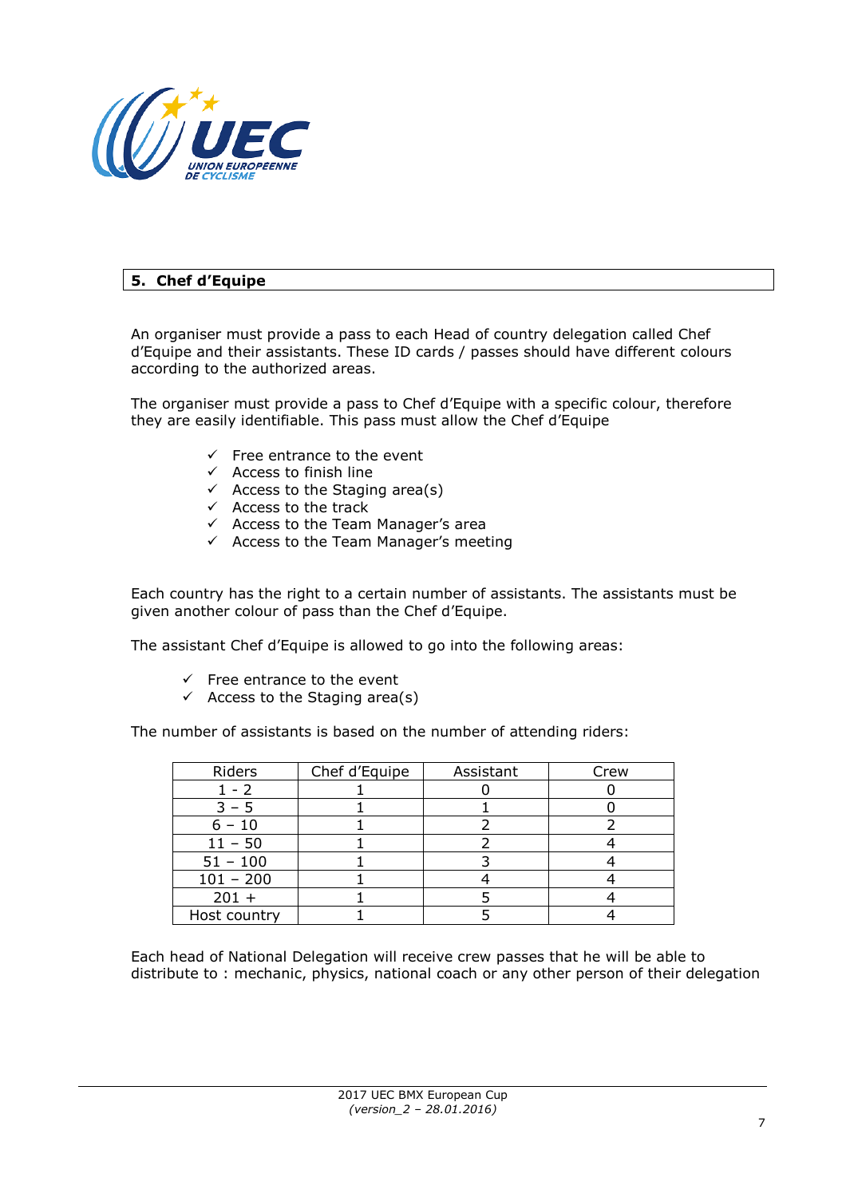## 5. Chef d'Equipe

An organiser must provide a pass to each Head of country delegation called Chef d'Equipe and their assistants. These ID cards / passes should have different colours according to the authorized areas.

The organiser must provide a pass to Chef d'Equipe with a specific colour, therefore they are easily identifiable. This pass must allow the Chef d'Equipe

- ✓ Free entrance to the event
- ✓ Access to finish line
- ✓ Access to the Staging area(s)
- ✓ Access to the track
- ✓ Access to the Team Manager's area
- ✓ Access to the Team Manager's meeting

Each country has the right to a certain number of assistants. The assistants must be given another colour of pass than the Chef d'Equipe.

The assistant Chef d'Equipe is allowed to go into the following areas:

- ✓ Free entrance to the event
- ✓ Access to the Staging area(s)

The number of assistants is based on the number of attending riders:

| Riders | Chef d'Equipe | Assistant | Crew |
|---|---|---|---|
| 1 - 2 | 1 | 0 | 0 |
| 3 – 5 | 1 | 1 | 0 |
| 6 – 10 | 1 | 2 | 2 |
| 11 – 50 | 1 | 2 | 4 |
| 51 – 100 | 1 | 3 | 4 |
| 101 – 200 | 1 | 4 | 4 |
| 201 + | 1 | 5 | 4 |
| Host country | 1 | 5 | 4 |

Each head of National Delegation will receive crew passes that he will be able to distribute to : mechanic, physics, national coach or any other person of their delegation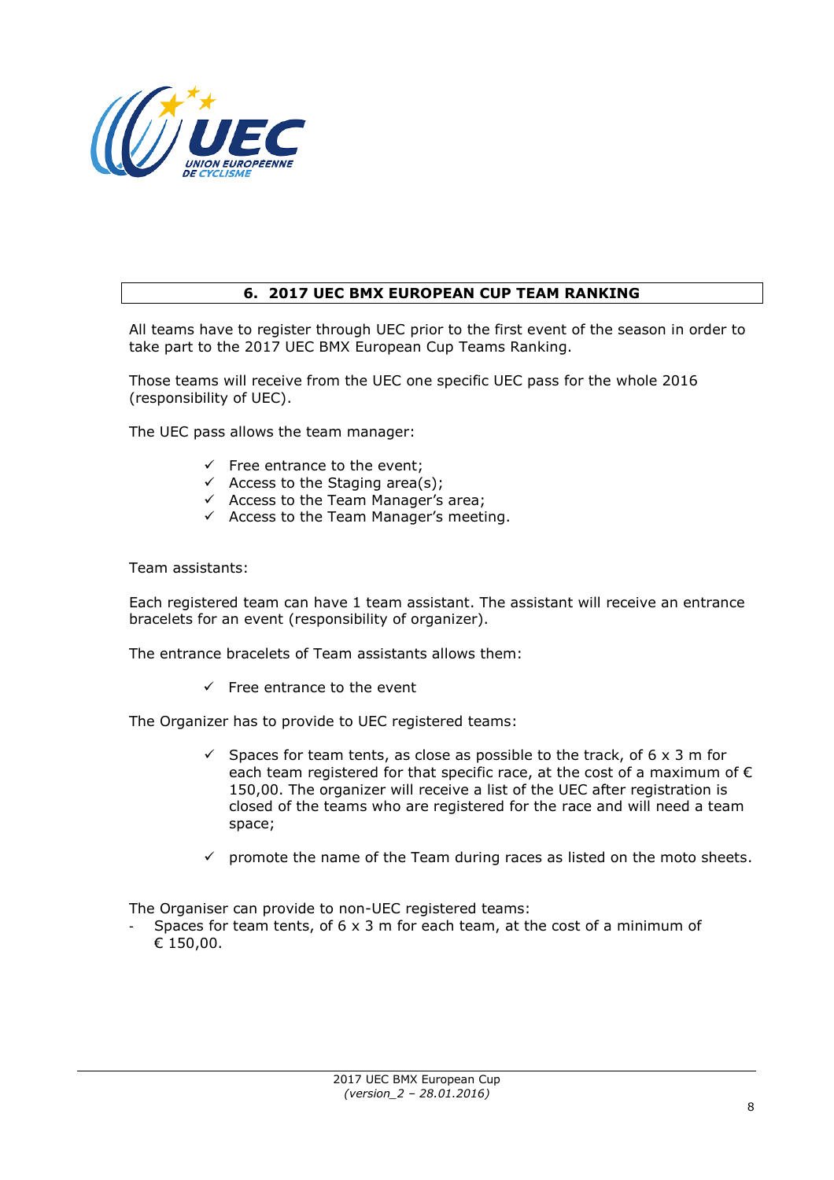## 6. 2017 UEC BMX EUROPEAN CUP TEAM RANKING

All teams have to register through UEC prior to the first event of the season in order to take part to the 2017 UEC BMX European Cup Teams Ranking.

Those teams will receive from the UEC one specific UEC pass for the whole 2016 (responsibility of UEC).

The UEC pass allows the team manager:

- ✓ Free entrance to the event;
- ✓ Access to the Staging area(s);
- ✓ Access to the Team Manager's area;
- ✓ Access to the Team Manager's meeting.

Team assistants:

Each registered team can have 1 team assistant. The assistant will receive an entrance bracelets for an event (responsibility of organizer).

The entrance bracelets of Team assistants allows them:

- ✓ Free entrance to the event

The Organizer has to provide to UEC registered teams:

- ✓ Spaces for team tents, as close as possible to the track, of 6 x 3 m for each team registered for that specific race, at the cost of a maximum of € 150,00. The organizer will receive a list of the UEC after registration is closed of the teams who are registered for the race and will need a team space;

- ✓ promote the name of the Team during races as listed on the moto sheets.

The Organiser can provide to non-UEC registered teams:

- Spaces for team tents, of 6 x 3 m for each team, at the cost of a minimum of € 150,00.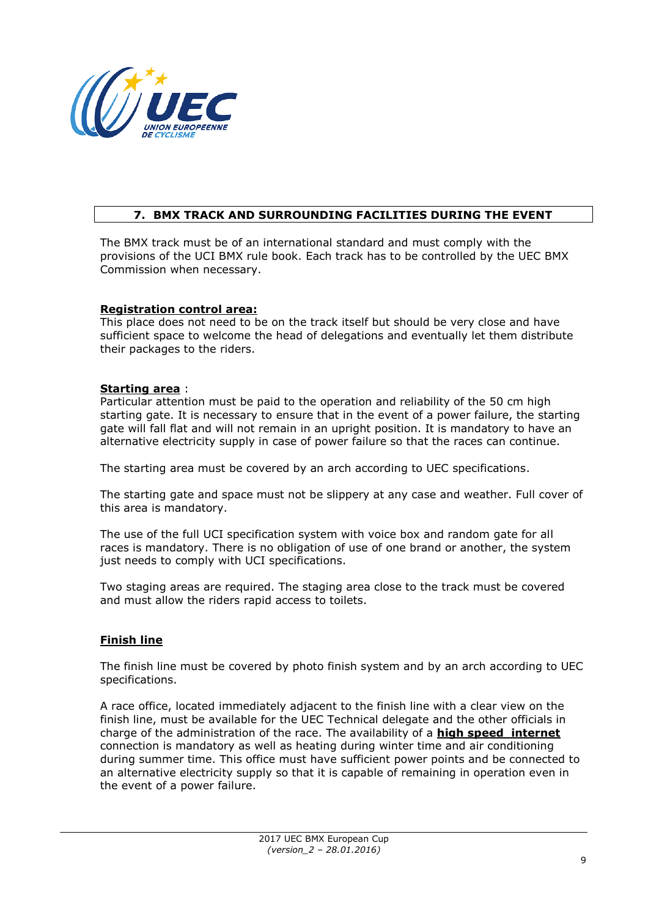## 7. BMX TRACK AND SURROUNDING FACILITIES DURING THE EVENT

The BMX track must be of an international standard and must comply with the provisions of the UCI BMX rule book. Each track has to be controlled by the UEC BMX Commission when necessary.

**Registration control area:**
This place does not need to be on the track itself but should be very close and have sufficient space to welcome the head of delegations and eventually let them distribute their packages to the riders.

**Starting area** :
Particular attention must be paid to the operation and reliability of the 50 cm high starting gate. It is necessary to ensure that in the event of a power failure, the starting gate will fall flat and will not remain in an upright position. It is mandatory to have an alternative electricity supply in case of power failure so that the races can continue.

The starting area must be covered by an arch according to UEC specifications.

The starting gate and space must not be slippery at any case and weather. Full cover of this area is mandatory.

The use of the full UCI specification system with voice box and random gate for all races is mandatory. There is no obligation of use of one brand or another, the system just needs to comply with UCI specifications.

Two staging areas are required. The staging area close to the track must be covered and must allow the riders rapid access to toilets.

**Finish line**

The finish line must be covered by photo finish system and by an arch according to UEC specifications.

A race office, located immediately adjacent to the finish line with a clear view on the finish line, must be available for the UEC Technical delegate and the other officials in charge of the administration of the race. The availability of a **high speed internet** connection is mandatory as well as heating during winter time and air conditioning during summer time. This office must have sufficient power points and be connected to an alternative electricity supply so that it is capable of remaining in operation even in the event of a power failure.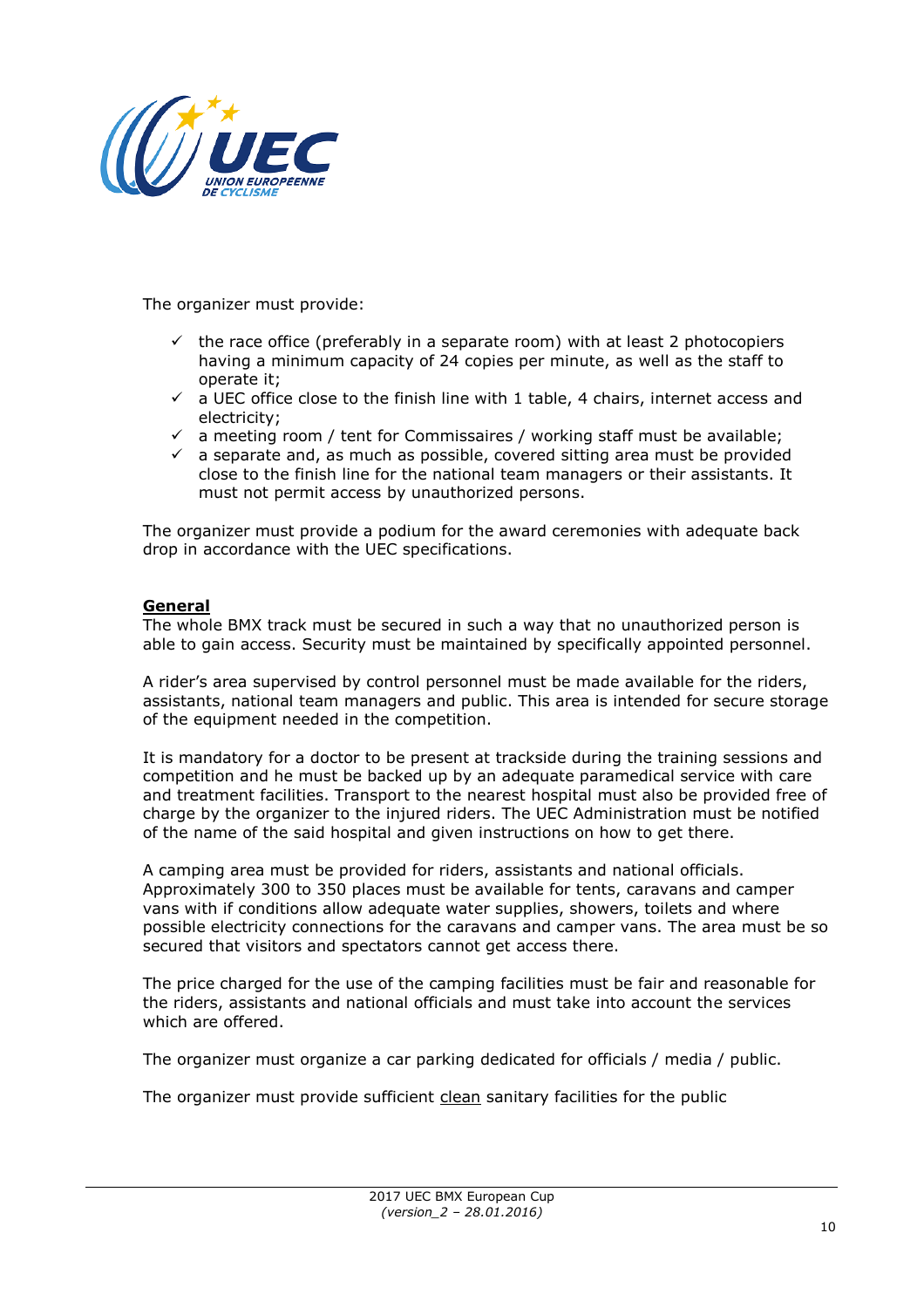The organizer must provide:

- ✓ the race office (preferably in a separate room) with at least 2 photocopiers having a minimum capacity of 24 copies per minute, as well as the staff to operate it;
- ✓ a UEC office close to the finish line with 1 table, 4 chairs, internet access and electricity;
- ✓ a meeting room / tent for Commissaires / working staff must be available;
- ✓ a separate and, as much as possible, covered sitting area must be provided close to the finish line for the national team managers or their assistants. It must not permit access by unauthorized persons.

The organizer must provide a podium for the award ceremonies with adequate back drop in accordance with the UEC specifications.

**General**

The whole BMX track must be secured in such a way that no unauthorized person is able to gain access. Security must be maintained by specifically appointed personnel.

A rider's area supervised by control personnel must be made available for the riders, assistants, national team managers and public. This area is intended for secure storage of the equipment needed in the competition.

It is mandatory for a doctor to be present at trackside during the training sessions and competition and he must be backed up by an adequate paramedical service with care and treatment facilities. Transport to the nearest hospital must also be provided free of charge by the organizer to the injured riders. The UEC Administration must be notified of the name of the said hospital and given instructions on how to get there.

A camping area must be provided for riders, assistants and national officials. Approximately 300 to 350 places must be available for tents, caravans and camper vans with if conditions allow adequate water supplies, showers, toilets and where possible electricity connections for the caravans and camper vans. The area must be so secured that visitors and spectators cannot get access there.

The price charged for the use of the camping facilities must be fair and reasonable for the riders, assistants and national officials and must take into account the services which are offered.

The organizer must organize a car parking dedicated for officials / media / public.

The organizer must provide sufficient <u>clean</u> sanitary facilities for the public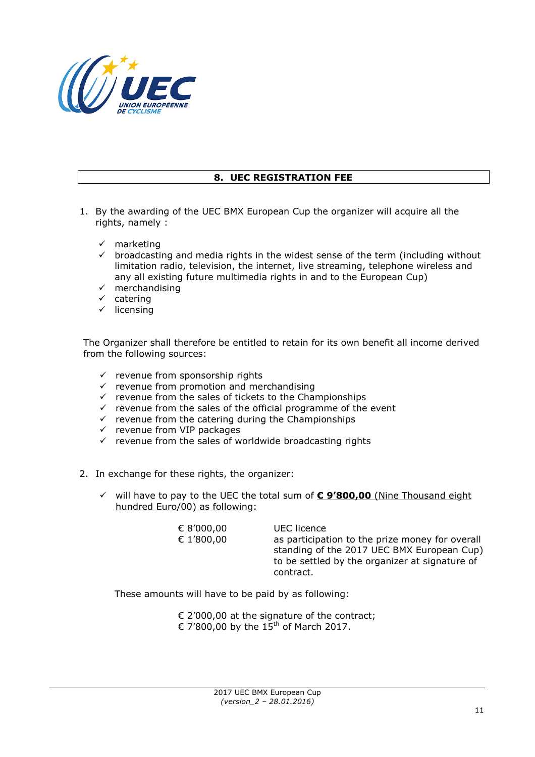## 8. UEC REGISTRATION FEE

1. By the awarding of the UEC BMX European Cup the organizer will acquire all the rights, namely :

    - ✓ marketing
    - ✓ broadcasting and media rights in the widest sense of the term (including without limitation radio, television, the internet, live streaming, telephone wireless and any all existing future multimedia rights in and to the European Cup)
    - ✓ merchandising
    - ✓ catering
    - ✓ licensing

    The Organizer shall therefore be entitled to retain for its own benefit all income derived from the following sources:

    - ✓ revenue from sponsorship rights
    - ✓ revenue from promotion and merchandising
    - ✓ revenue from the sales of tickets to the Championships
    - ✓ revenue from the sales of the official programme of the event
    - ✓ revenue from the catering during the Championships
    - ✓ revenue from VIP packages
    - ✓ revenue from the sales of worldwide broadcasting rights

2. In exchange for these rights, the organizer:

    - ✓ will have to pay to the UEC the total sum of **€ 9'800,00** (Nine Thousand eight hundred Euro/00) as following:

    | | |
    |---|---|
    | € 8'000,00 | UEC licence |
    | € 1'800,00 | as participation to the prize money for overall standing of the 2017 UEC BMX European Cup) to be settled by the organizer at signature of contract. |

    These amounts will have to be paid by as following:

    € 2'000,00 at the signature of the contract;
    € 7'800,00 by the 15th of March 2017.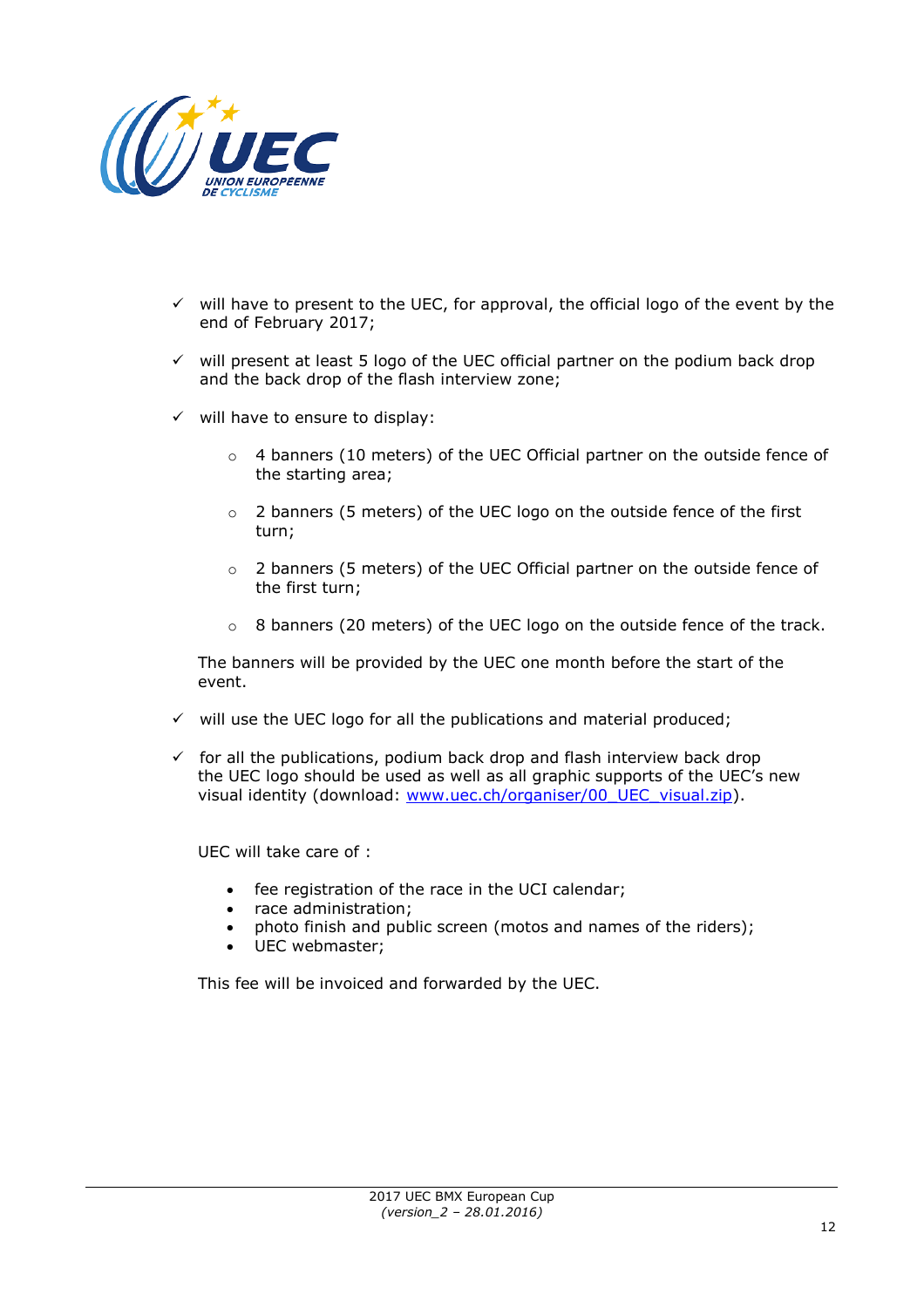- ✓ will have to present to the UEC, for approval, the official logo of the event by the end of February 2017;
- ✓ will present at least 5 logo of the UEC official partner on the podium back drop and the back drop of the flash interview zone;
- ✓ will have to ensure to display:
  - 4 banners (10 meters) of the UEC Official partner on the outside fence of the starting area;
  - 2 banners (5 meters) of the UEC logo on the outside fence of the first turn;
  - 2 banners (5 meters) of the UEC Official partner on the outside fence of the first turn;
  - 8 banners (20 meters) of the UEC logo on the outside fence of the track.

  The banners will be provided by the UEC one month before the start of the event.
- ✓ will use the UEC logo for all the publications and material produced;
- ✓ for all the publications, podium back drop and flash interview back drop the UEC logo should be used as well as all graphic supports of the UEC's new visual identity (download: [www.uec.ch/organiser/00_UEC_visual.zip](www.uec.ch/organiser/00_UEC_visual.zip)).

UEC will take care of :

- fee registration of the race in the UCI calendar;
- race administration;
- photo finish and public screen (motos and names of the riders);
- UEC webmaster;

This fee will be invoiced and forwarded by the UEC.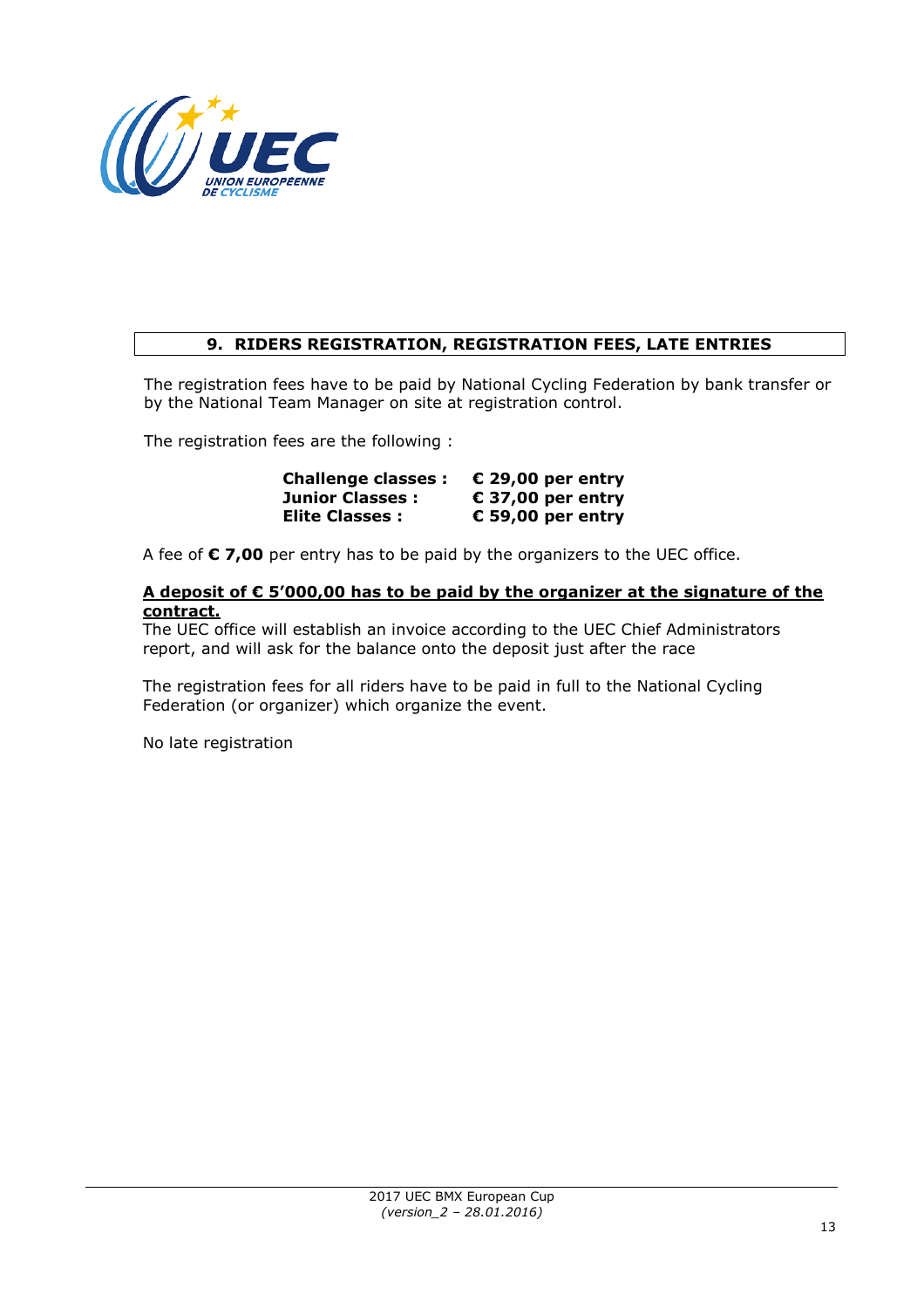## 9. RIDERS REGISTRATION, REGISTRATION FEES, LATE ENTRIES

The registration fees have to be paid by National Cycling Federation by bank transfer or by the National Team Manager on site at registration control.

The registration fees are the following :

**Challenge classes :** **€ 29,00 per entry**
**Junior Classes :** **€ 37,00 per entry**
**Elite Classes :** **€ 59,00 per entry**

A fee of **€ 7,00** per entry has to be paid by the organizers to the UEC office.

**A deposit of € 5'000,00 has to be paid by the organizer at the signature of the contract.**
The UEC office will establish an invoice according to the UEC Chief Administrators report, and will ask for the balance onto the deposit just after the race

The registration fees for all riders have to be paid in full to the National Cycling Federation (or organizer) which organize the event.

No late registration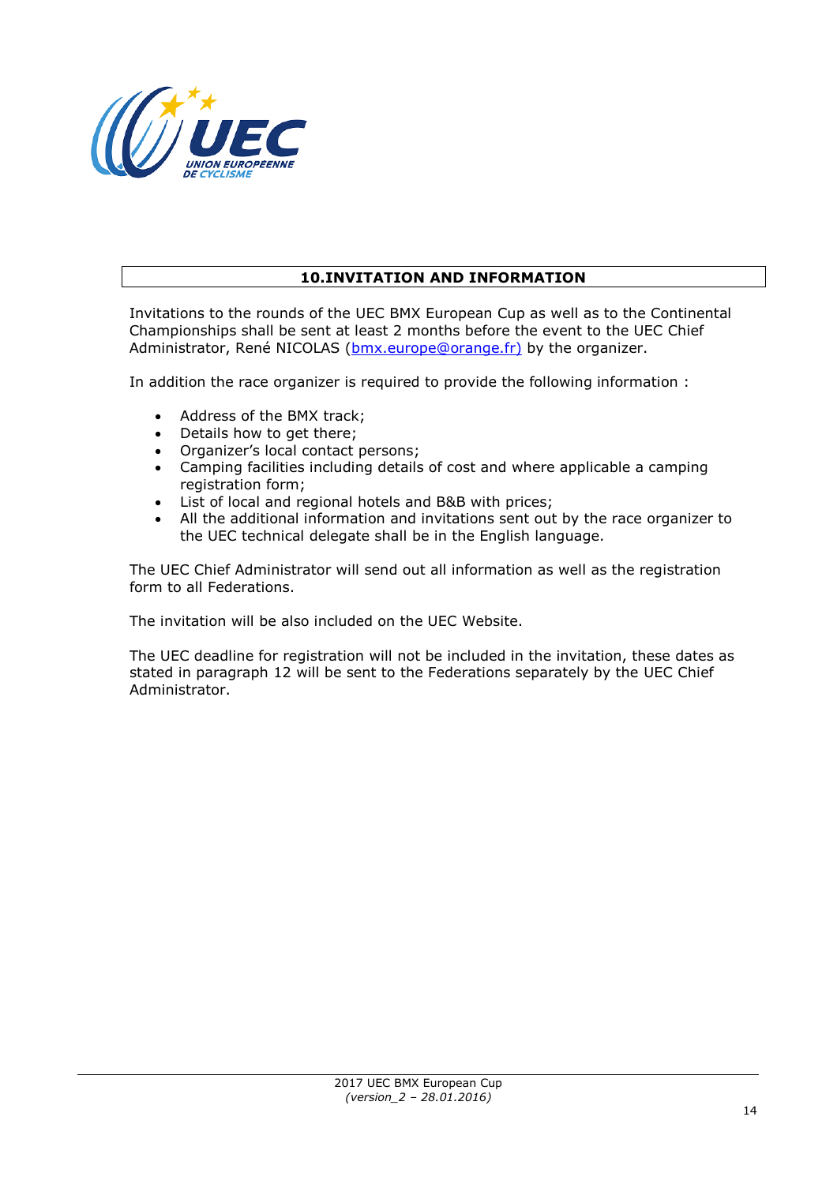## 10.INVITATION AND INFORMATION

Invitations to the rounds of the UEC BMX European Cup as well as to the Continental Championships shall be sent at least 2 months before the event to the UEC Chief Administrator, René NICOLAS (bmx.europe@orange.fr) by the organizer.

In addition the race organizer is required to provide the following information :

- Address of the BMX track;
- Details how to get there;
- Organizer's local contact persons;
- Camping facilities including details of cost and where applicable a camping registration form;
- List of local and regional hotels and B&B with prices;
- All the additional information and invitations sent out by the race organizer to the UEC technical delegate shall be in the English language.

The UEC Chief Administrator will send out all information as well as the registration form to all Federations.

The invitation will be also included on the UEC Website.

The UEC deadline for registration will not be included in the invitation, these dates as stated in paragraph 12 will be sent to the Federations separately by the UEC Chief Administrator.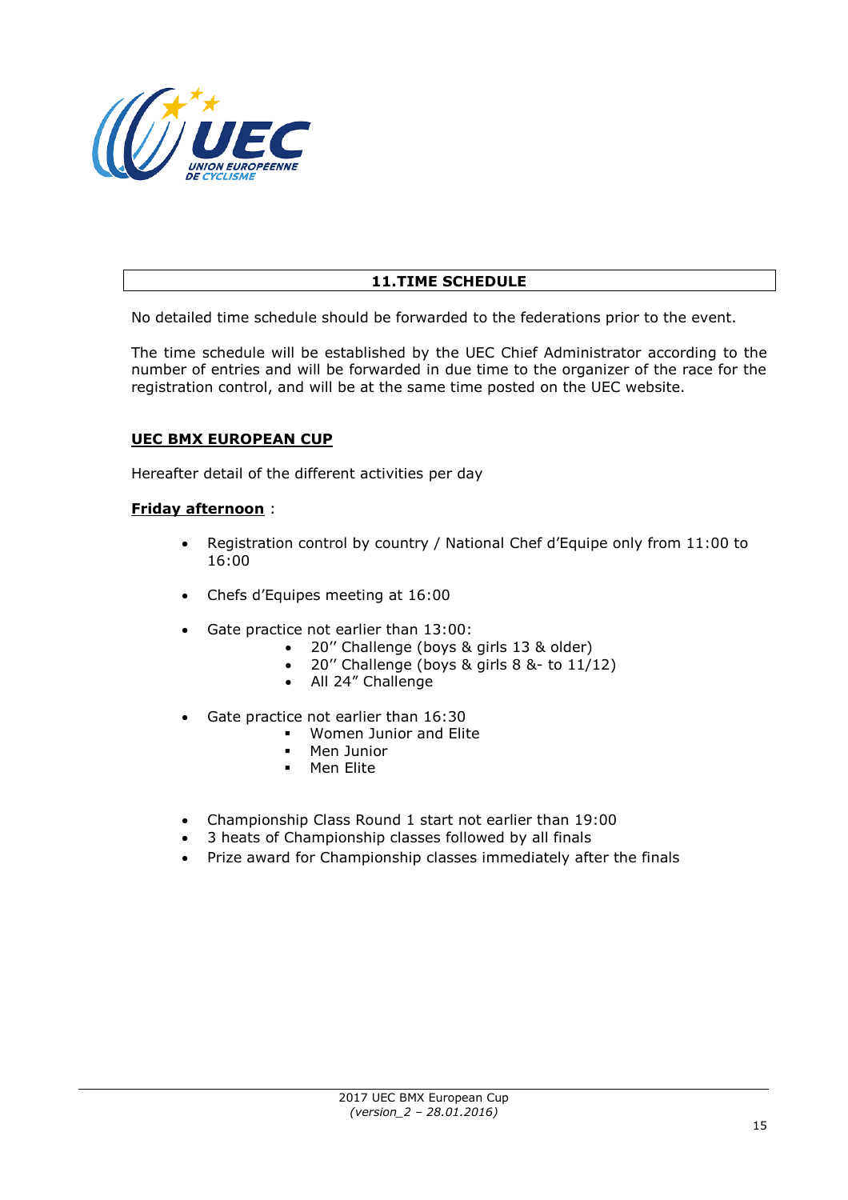## 11.TIME SCHEDULE

No detailed time schedule should be forwarded to the federations prior to the event.

The time schedule will be established by the UEC Chief Administrator according to the number of entries and will be forwarded in due time to the organizer of the race for the registration control, and will be at the same time posted on the UEC website.

**UEC BMX EUROPEAN CUP**

Hereafter detail of the different activities per day

**Friday afternoon** :

- Registration control by country / National Chef d'Equipe only from 11:00 to 16:00
- Chefs d'Equipes meeting at 16:00
- Gate practice not earlier than 13:00:
  - 20'' Challenge (boys & girls 13 & older)
  - 20'' Challenge (boys & girls 8 &- to 11/12)
  - All 24" Challenge
- Gate practice not earlier than 16:30
  - Women Junior and Elite
  - Men Junior
  - Men Elite
- Championship Class Round 1 start not earlier than 19:00
- 3 heats of Championship classes followed by all finals
- Prize award for Championship classes immediately after the finals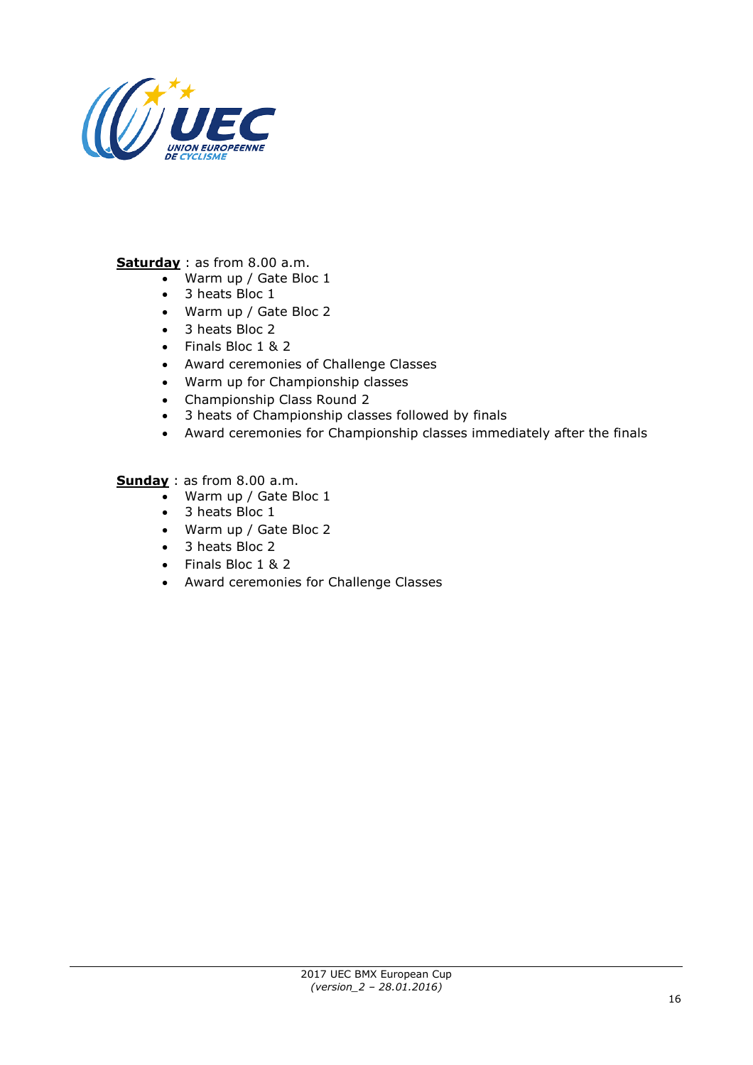**Saturday** : as from 8.00 a.m.

- Warm up / Gate Bloc 1
- 3 heats Bloc 1
- Warm up / Gate Bloc 2
- 3 heats Bloc 2
- Finals Bloc 1 & 2
- Award ceremonies of Challenge Classes
- Warm up for Championship classes
- Championship Class Round 2
- 3 heats of Championship classes followed by finals
- Award ceremonies for Championship classes immediately after the finals

**Sunday** : as from 8.00 a.m.

- Warm up / Gate Bloc 1
- 3 heats Bloc 1
- Warm up / Gate Bloc 2
- 3 heats Bloc 2
- Finals Bloc 1 & 2
- Award ceremonies for Challenge Classes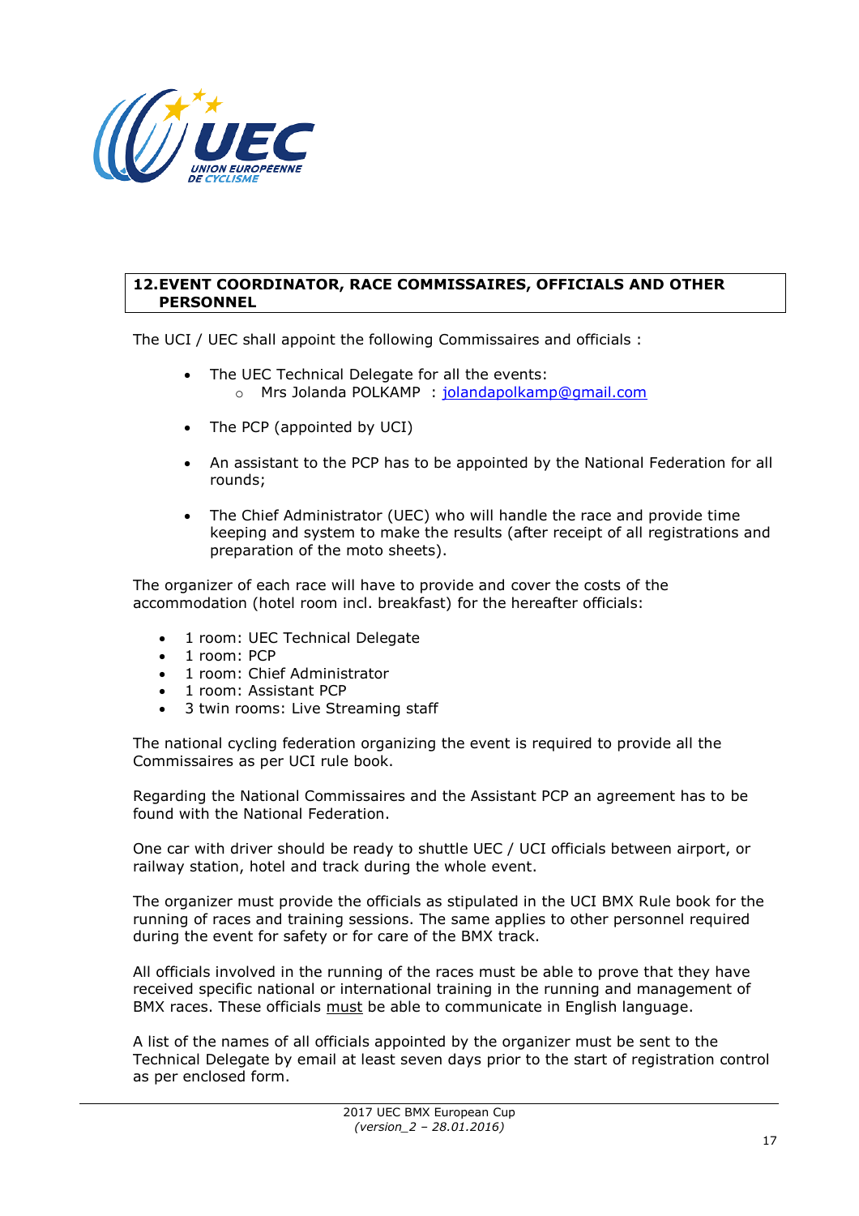## 12. EVENT COORDINATOR, RACE COMMISSAIRES, OFFICIALS AND OTHER PERSONNEL

The UCI / UEC shall appoint the following Commissaires and officials :

- The UEC Technical Delegate for all the events:
  - Mrs Jolanda POLKAMP : jolandapolkamp@gmail.com

- The PCP (appointed by UCI)

- An assistant to the PCP has to be appointed by the National Federation for all rounds;

- The Chief Administrator (UEC) who will handle the race and provide time keeping and system to make the results (after receipt of all registrations and preparation of the moto sheets).

The organizer of each race will have to provide and cover the costs of the accommodation (hotel room incl. breakfast) for the hereafter officials:

- 1 room: UEC Technical Delegate
- 1 room: PCP
- 1 room: Chief Administrator
- 1 room: Assistant PCP
- 3 twin rooms: Live Streaming staff

The national cycling federation organizing the event is required to provide all the Commissaires as per UCI rule book.

Regarding the National Commissaires and the Assistant PCP an agreement has to be found with the National Federation.

One car with driver should be ready to shuttle UEC / UCI officials between airport, or railway station, hotel and track during the whole event.

The organizer must provide the officials as stipulated in the UCI BMX Rule book for the running of races and training sessions. The same applies to other personnel required during the event for safety or for care of the BMX track.

All officials involved in the running of the races must be able to prove that they have received specific national or international training in the running and management of BMX races. These officials <u>must</u> be able to communicate in English language.

A list of the names of all officials appointed by the organizer must be sent to the Technical Delegate by email at least seven days prior to the start of registration control as per enclosed form.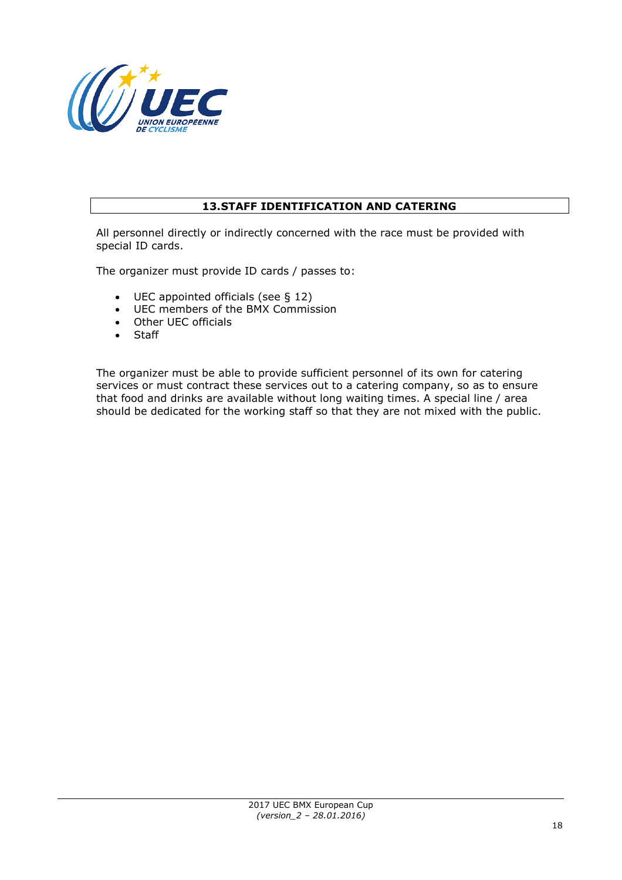## 13. STAFF IDENTIFICATION AND CATERING

All personnel directly or indirectly concerned with the race must be provided with special ID cards.

The organizer must provide ID cards / passes to:

- UEC appointed officials (see § 12)
- UEC members of the BMX Commission
- Other UEC officials
- Staff

The organizer must be able to provide sufficient personnel of its own for catering services or must contract these services out to a catering company, so as to ensure that food and drinks are available without long waiting times. A special line / area should be dedicated for the working staff so that they are not mixed with the public.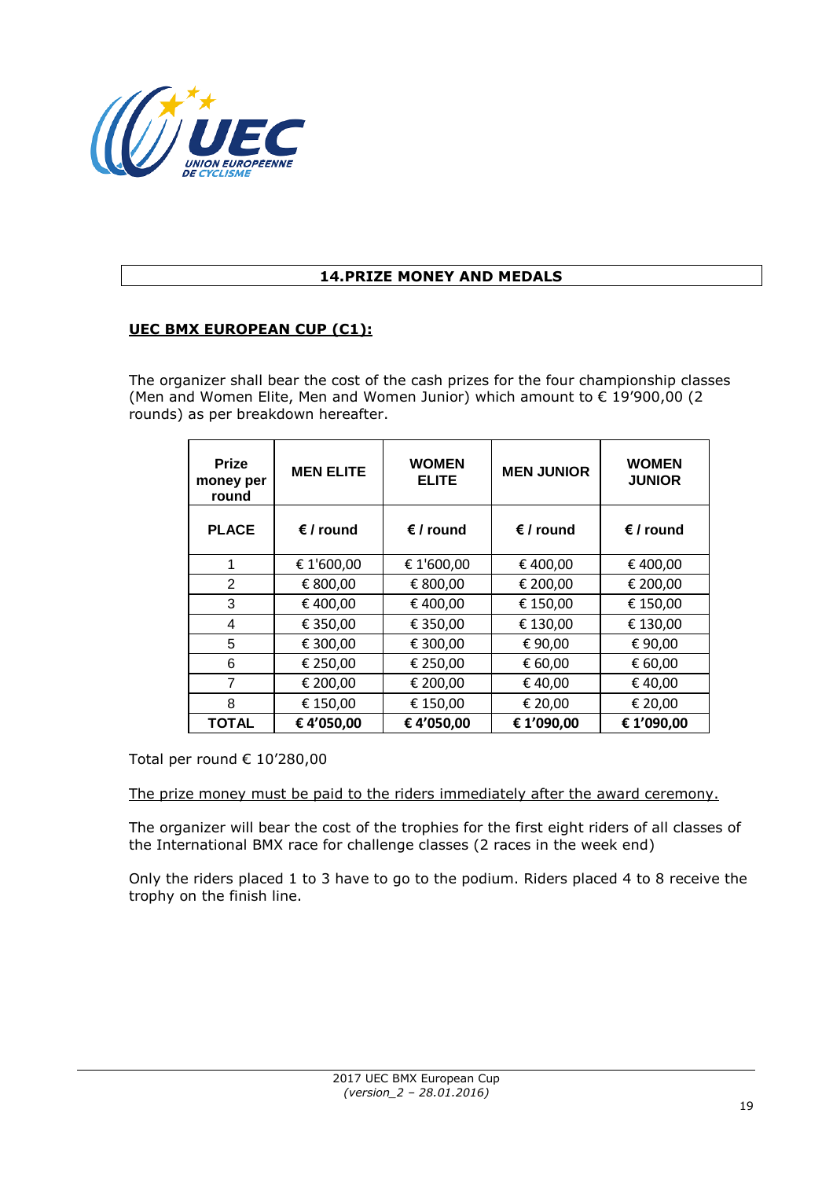## 14.PRIZE MONEY AND MEDALS

### UEC BMX EUROPEAN CUP (C1):

The organizer shall bear the cost of the cash prizes for the four championship classes (Men and Women Elite, Men and Women Junior) which amount to € 19'900,00 (2 rounds) as per breakdown hereafter.

| Prize money per round | MEN ELITE | WOMEN ELITE | MEN JUNIOR | WOMEN JUNIOR |
|---|---|---|---|---|
| **PLACE** | **€ / round** | **€ / round** | **€ / round** | **€ / round** |
| 1 | € 1'600,00 | € 1'600,00 | € 400,00 | € 400,00 |
| 2 | € 800,00 | € 800,00 | € 200,00 | € 200,00 |
| 3 | € 400,00 | € 400,00 | € 150,00 | € 150,00 |
| 4 | € 350,00 | € 350,00 | € 130,00 | € 130,00 |
| 5 | € 300,00 | € 300,00 | € 90,00 | € 90,00 |
| 6 | € 250,00 | € 250,00 | € 60,00 | € 60,00 |
| 7 | € 200,00 | € 200,00 | € 40,00 | € 40,00 |
| 8 | € 150,00 | € 150,00 | € 20,00 | € 20,00 |
| **TOTAL** | **€ 4'050,00** | **€ 4'050,00** | **€ 1'090,00** | **€ 1'090,00** |

Total per round € 10'280,00

The prize money must be paid to the riders immediately after the award ceremony.

The organizer will bear the cost of the trophies for the first eight riders of all classes of the International BMX race for challenge classes (2 races in the week end)

Only the riders placed 1 to 3 have to go to the podium. Riders placed 4 to 8 receive the trophy on the finish line.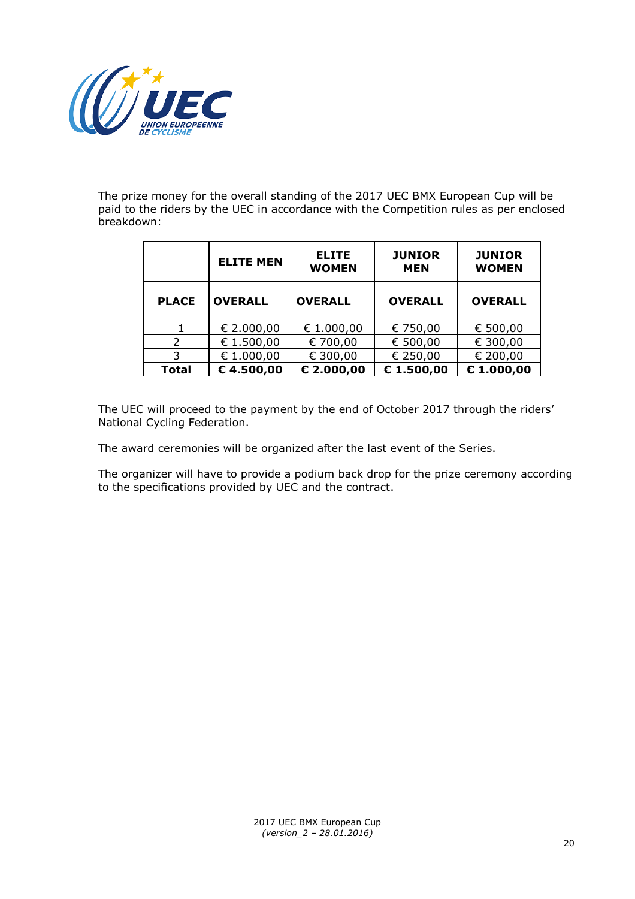The prize money for the overall standing of the 2017 UEC BMX European Cup will be paid to the riders by the UEC in accordance with the Competition rules as per enclosed breakdown:

| | ELITE MEN | ELITE WOMEN | JUNIOR MEN | JUNIOR WOMEN |
|---|---|---|---|---|
| **PLACE** | **OVERALL** | **OVERALL** | **OVERALL** | **OVERALL** |
| 1 | € 2.000,00 | € 1.000,00 | € 750,00 | € 500,00 |
| 2 | € 1.500,00 | € 700,00 | € 500,00 | € 300,00 |
| 3 | € 1.000,00 | € 300,00 | € 250,00 | € 200,00 |
| **Total** | **€ 4.500,00** | **€ 2.000,00** | **€ 1.500,00** | **€ 1.000,00** |

The UEC will proceed to the payment by the end of October 2017 through the riders' National Cycling Federation.

The award ceremonies will be organized after the last event of the Series.

The organizer will have to provide a podium back drop for the prize ceremony according to the specifications provided by UEC and the contract.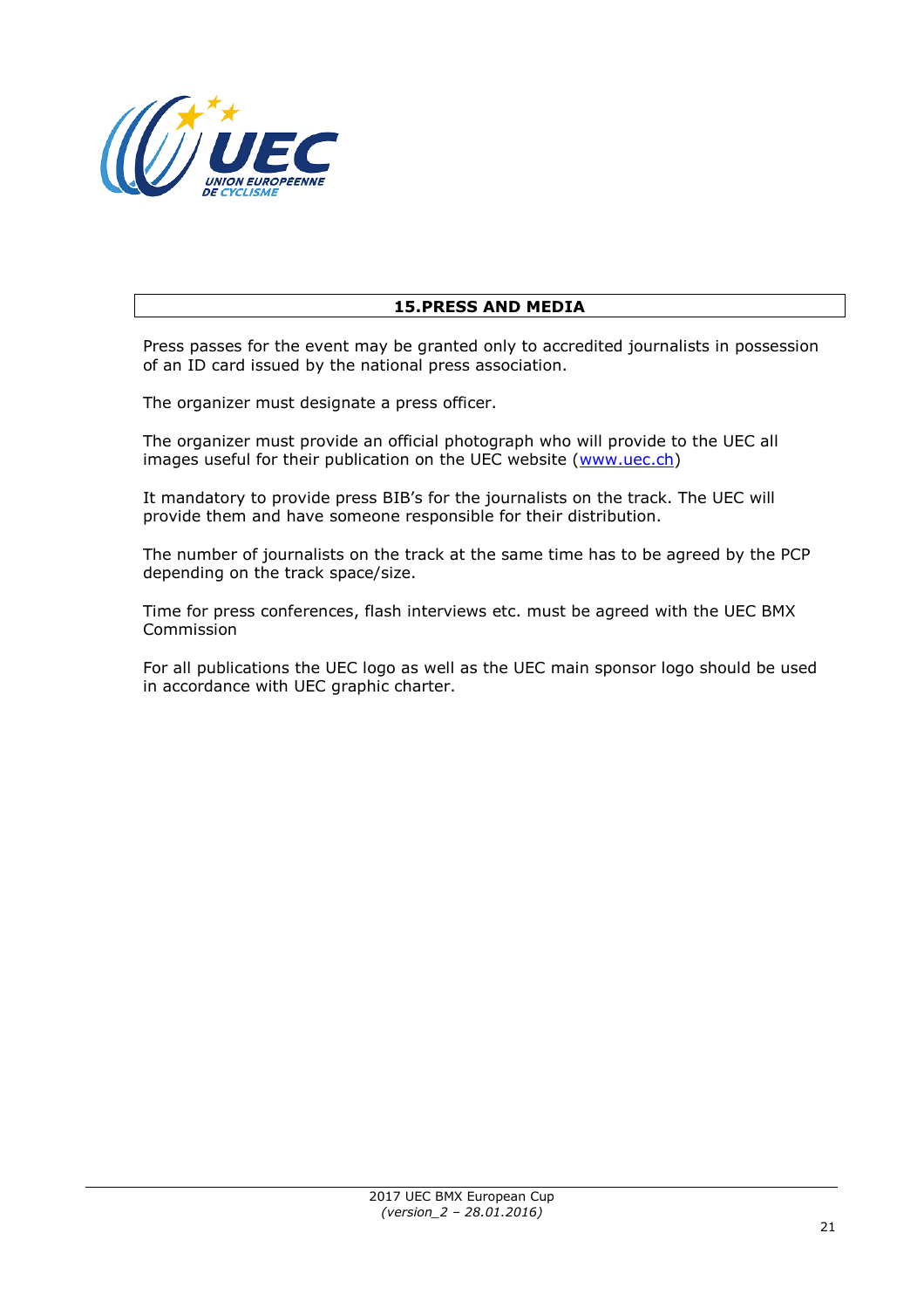## 15.PRESS AND MEDIA

Press passes for the event may be granted only to accredited journalists in possession of an ID card issued by the national press association.

The organizer must designate a press officer.

The organizer must provide an official photograph who will provide to the UEC all images useful for their publication on the UEC website ([www.uec.ch](http://www.uec.ch))

It mandatory to provide press BIB's for the journalists on the track. The UEC will provide them and have someone responsible for their distribution.

The number of journalists on the track at the same time has to be agreed by the PCP depending on the track space/size.

Time for press conferences, flash interviews etc. must be agreed with the UEC BMX Commission

For all publications the UEC logo as well as the UEC main sponsor logo should be used in accordance with UEC graphic charter.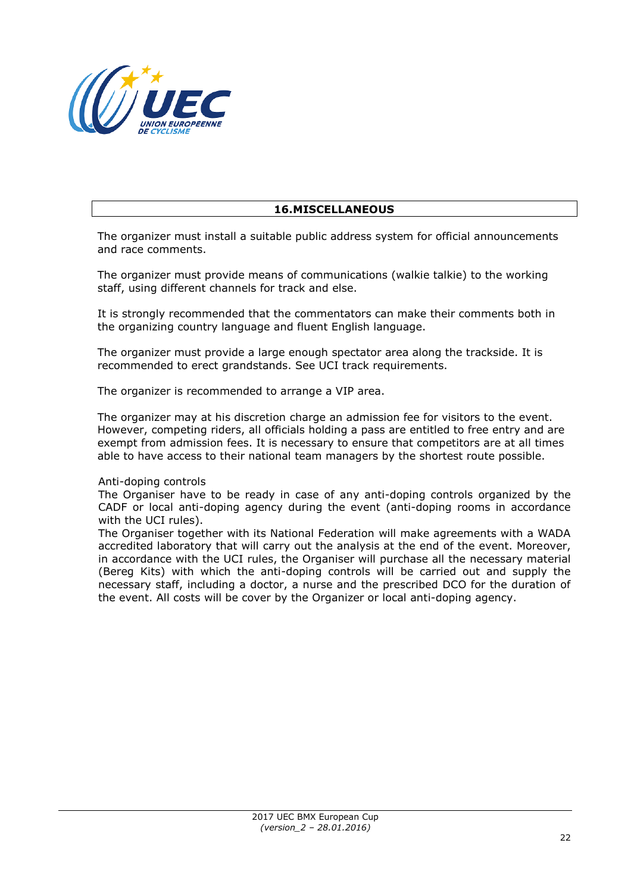## 16. MISCELLANEOUS

The organizer must install a suitable public address system for official announcements and race comments.

The organizer must provide means of communications (walkie talkie) to the working staff, using different channels for track and else.

It is strongly recommended that the commentators can make their comments both in the organizing country language and fluent English language.

The organizer must provide a large enough spectator area along the trackside. It is recommended to erect grandstands. See UCI track requirements.

The organizer is recommended to arrange a VIP area.

The organizer may at his discretion charge an admission fee for visitors to the event. However, competing riders, all officials holding a pass are entitled to free entry and are exempt from admission fees. It is necessary to ensure that competitors are at all times able to have access to their national team managers by the shortest route possible.

Anti-doping controls

The Organiser have to be ready in case of any anti-doping controls organized by the CADF or local anti-doping agency during the event (anti-doping rooms in accordance with the UCI rules).

The Organiser together with its National Federation will make agreements with a WADA accredited laboratory that will carry out the analysis at the end of the event. Moreover, in accordance with the UCI rules, the Organiser will purchase all the necessary material (Bereg Kits) with which the anti-doping controls will be carried out and supply the necessary staff, including a doctor, a nurse and the prescribed DCO for the duration of the event. All costs will be cover by the Organizer or local anti-doping agency.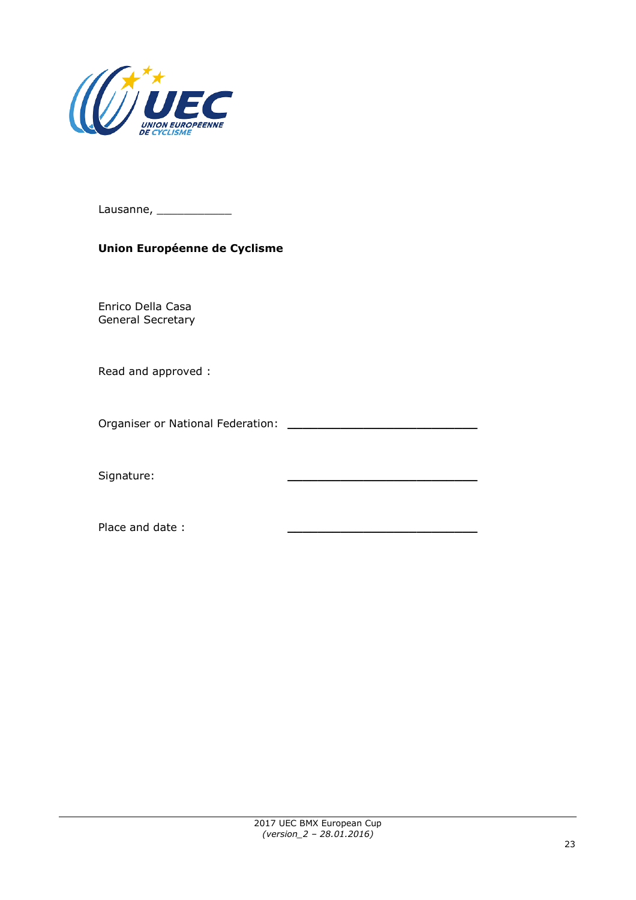Lausanne, ___________

**Union Européenne de Cyclisme**

Enrico Della Casa
General Secretary

Read and approved :

Organiser or National Federation: ___________________________

Signature: ___________________________

Place and date : ___________________________